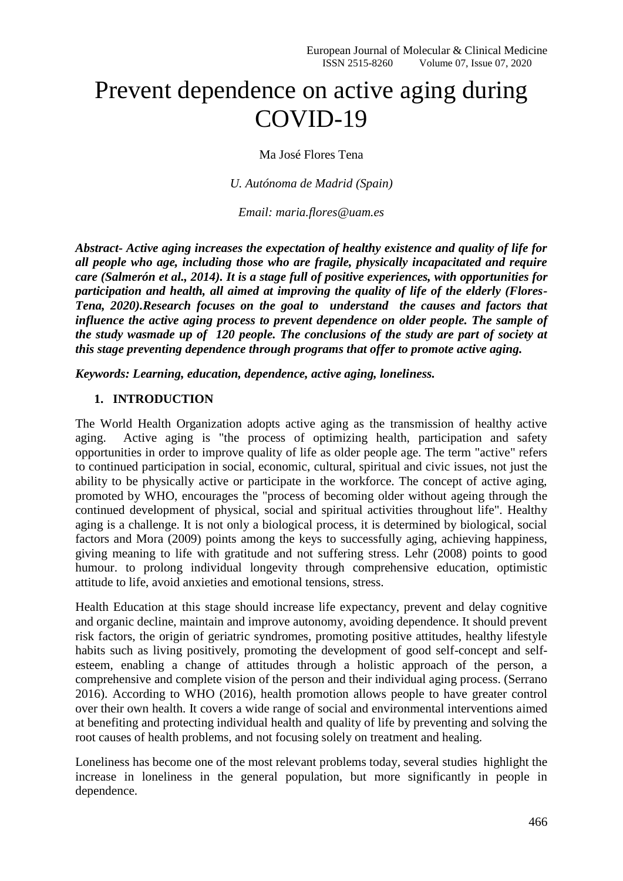# Prevent dependence on active aging during COVID-19

Ma José Flores Tena

*U. Autónoma de Madrid (Spain)*

*Email: maria.flores@uam.es*

***Abstract- Active aging increases the expectation of healthy existence and quality of life for all people who age, including those who are fragile, physically incapacitated and require care (Salmerón et al., 2014). It is a stage full of positive experiences, with opportunities for participation and health, all aimed at improving the quality of life of the elderly (Flores-Tena, 2020).Research focuses on the goal to understand the causes and factors that influence the active aging process to prevent dependence on older people. The sample of the study wasmade up of 120 people. The conclusions of the study are part of society at this stage preventing dependence through programs that offer to promote active aging.***

***Keywords: Learning, education, dependence, active aging, loneliness.***

## 1. INTRODUCTION

The World Health Organization adopts active aging as the transmission of healthy active aging. Active aging is "the process of optimizing health, participation and safety opportunities in order to improve quality of life as older people age. The term "active" refers to continued participation in social, economic, cultural, spiritual and civic issues, not just the ability to be physically active or participate in the workforce. The concept of active aging, promoted by WHO, encourages the "process of becoming older without ageing through the continued development of physical, social and spiritual activities throughout life". Healthy aging is a challenge. It is not only a biological process, it is determined by biological, social factors and Mora (2009) points among the keys to successfully aging, achieving happiness, giving meaning to life with gratitude and not suffering stress. Lehr (2008) points to good humour. to prolong individual longevity through comprehensive education, optimistic attitude to life, avoid anxieties and emotional tensions, stress.

Health Education at this stage should increase life expectancy, prevent and delay cognitive and organic decline, maintain and improve autonomy, avoiding dependence. It should prevent risk factors, the origin of geriatric syndromes, promoting positive attitudes, healthy lifestyle habits such as living positively, promoting the development of good self-concept and self-esteem, enabling a change of attitudes through a holistic approach of the person, a comprehensive and complete vision of the person and their individual aging process. (Serrano 2016). According to WHO (2016), health promotion allows people to have greater control over their own health. It covers a wide range of social and environmental interventions aimed at benefiting and protecting individual health and quality of life by preventing and solving the root causes of health problems, and not focusing solely on treatment and healing.

Loneliness has become one of the most relevant problems today, several studies highlight the increase in loneliness in the general population, but more significantly in people in dependence.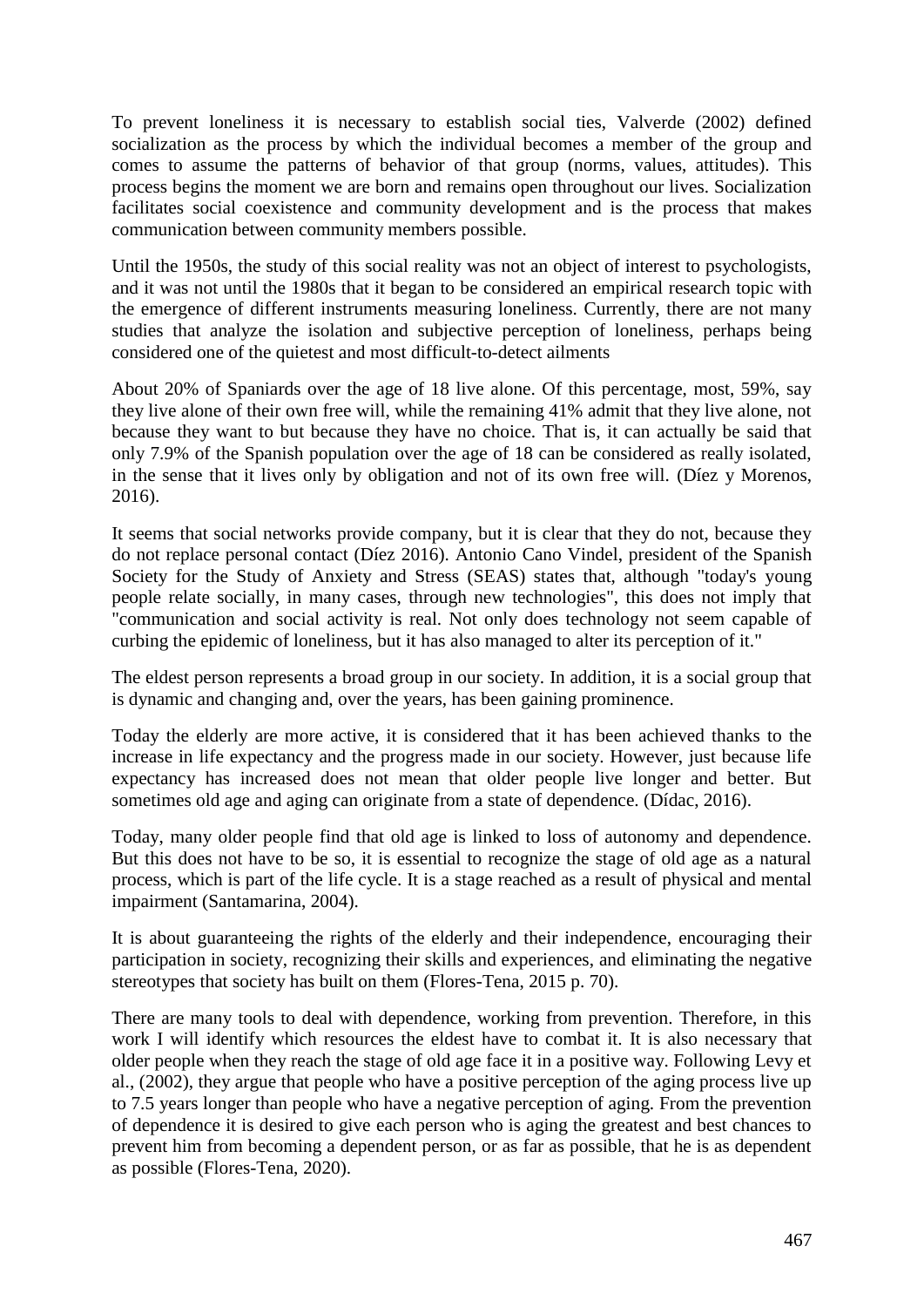To prevent loneliness it is necessary to establish social ties, Valverde (2002) defined socialization as the process by which the individual becomes a member of the group and comes to assume the patterns of behavior of that group (norms, values, attitudes). This process begins the moment we are born and remains open throughout our lives. Socialization facilitates social coexistence and community development and is the process that makes communication between community members possible.

Until the 1950s, the study of this social reality was not an object of interest to psychologists, and it was not until the 1980s that it began to be considered an empirical research topic with the emergence of different instruments measuring loneliness. Currently, there are not many studies that analyze the isolation and subjective perception of loneliness, perhaps being considered one of the quietest and most difficult-to-detect ailments

About 20% of Spaniards over the age of 18 live alone. Of this percentage, most, 59%, say they live alone of their own free will, while the remaining 41% admit that they live alone, not because they want to but because they have no choice. That is, it can actually be said that only 7.9% of the Spanish population over the age of 18 can be considered as really isolated, in the sense that it lives only by obligation and not of its own free will. (Díez y Morenos, 2016).

It seems that social networks provide company, but it is clear that they do not, because they do not replace personal contact (Díez 2016). Antonio Cano Vindel, president of the Spanish Society for the Study of Anxiety and Stress (SEAS) states that, although "today's young people relate socially, in many cases, through new technologies", this does not imply that "communication and social activity is real. Not only does technology not seem capable of curbing the epidemic of loneliness, but it has also managed to alter its perception of it."

The eldest person represents a broad group in our society. In addition, it is a social group that is dynamic and changing and, over the years, has been gaining prominence.

Today the elderly are more active, it is considered that it has been achieved thanks to the increase in life expectancy and the progress made in our society. However, just because life expectancy has increased does not mean that older people live longer and better. But sometimes old age and aging can originate from a state of dependence. (Dídac, 2016).

Today, many older people find that old age is linked to loss of autonomy and dependence. But this does not have to be so, it is essential to recognize the stage of old age as a natural process, which is part of the life cycle. It is a stage reached as a result of physical and mental impairment (Santamarina, 2004).

It is about guaranteeing the rights of the elderly and their independence, encouraging their participation in society, recognizing their skills and experiences, and eliminating the negative stereotypes that society has built on them (Flores-Tena, 2015 p. 70).

There are many tools to deal with dependence, working from prevention. Therefore, in this work I will identify which resources the eldest have to combat it. It is also necessary that older people when they reach the stage of old age face it in a positive way. Following Levy et al., (2002), they argue that people who have a positive perception of the aging process live up to 7.5 years longer than people who have a negative perception of aging. From the prevention of dependence it is desired to give each person who is aging the greatest and best chances to prevent him from becoming a dependent person, or as far as possible, that he is as dependent as possible (Flores-Tena, 2020).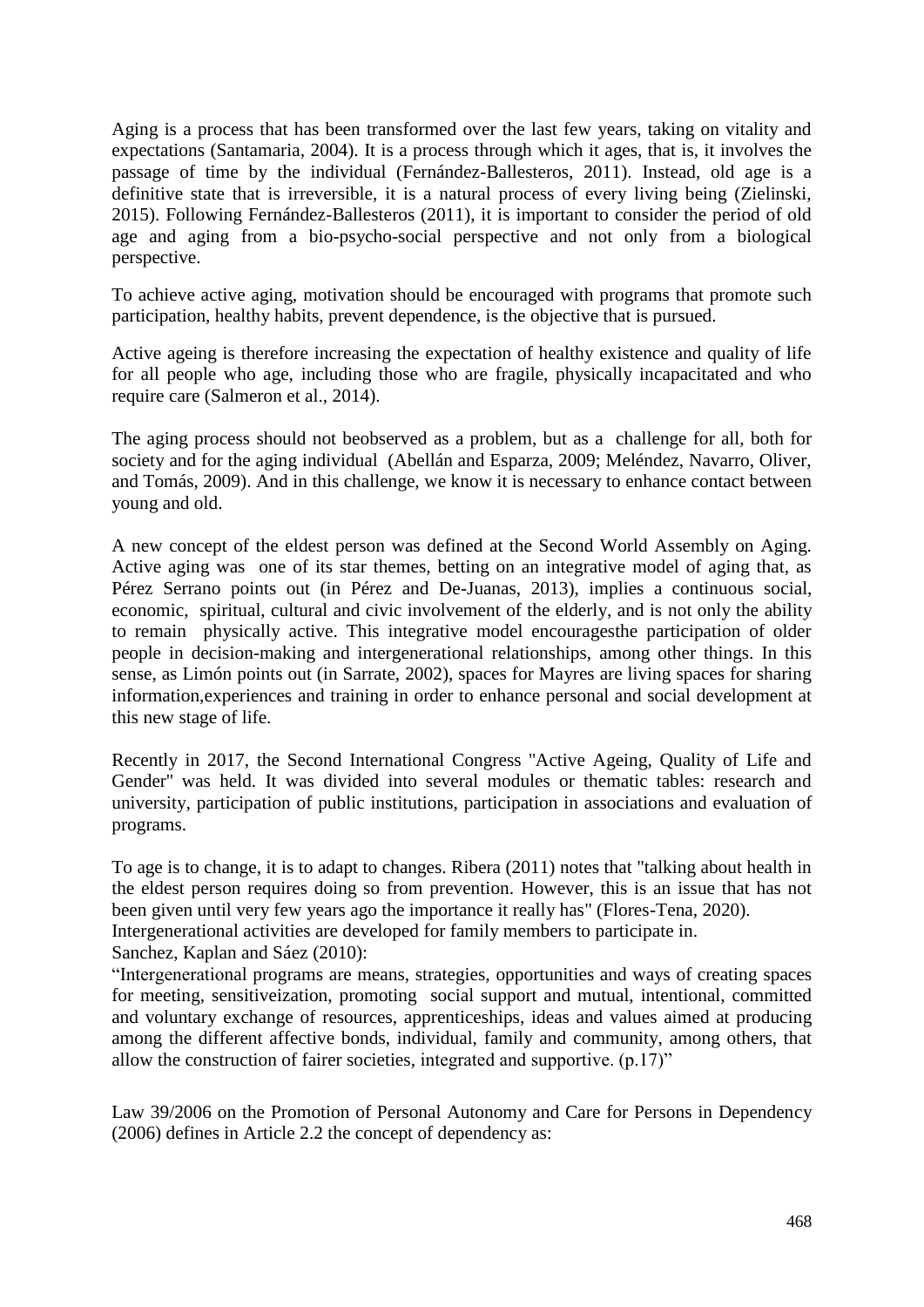Aging is a process that has been transformed over the last few years, taking on vitality and expectations (Santamaria, 2004). It is a process through which it ages, that is, it involves the passage of time by the individual (Fernández-Ballesteros, 2011). Instead, old age is a definitive state that is irreversible, it is a natural process of every living being (Zielinski, 2015). Following Fernández-Ballesteros (2011), it is important to consider the period of old age and aging from a bio-psycho-social perspective and not only from a biological perspective.

To achieve active aging, motivation should be encouraged with programs that promote such participation, healthy habits, prevent dependence, is the objective that is pursued.

Active ageing is therefore increasing the expectation of healthy existence and quality of life for all people who age, including those who are fragile, physically incapacitated and who require care (Salmeron et al., 2014).

The aging process should not beobserved as a problem, but as a challenge for all, both for society and for the aging individual (Abellán and Esparza, 2009; Meléndez, Navarro, Oliver, and Tomás, 2009). And in this challenge, we know it is necessary to enhance contact between young and old.

A new concept of the eldest person was defined at the Second World Assembly on Aging. Active aging was one of its star themes, betting on an integrative model of aging that, as Pérez Serrano points out (in Pérez and De-Juanas, 2013), implies a continuous social, economic, spiritual, cultural and civic involvement of the elderly, and is not only the ability to remain physically active. This integrative model encouragesthe participation of older people in decision-making and intergenerational relationships, among other things. In this sense, as Limón points out (in Sarrate, 2002), spaces for Mayres are living spaces for sharing information,experiences and training in order to enhance personal and social development at this new stage of life.

Recently in 2017, the Second International Congress "Active Ageing, Quality of Life and Gender" was held. It was divided into several modules or thematic tables: research and university, participation of public institutions, participation in associations and evaluation of programs.

To age is to change, it is to adapt to changes. Ribera (2011) notes that "talking about health in the eldest person requires doing so from prevention. However, this is an issue that has not been given until very few years ago the importance it really has" (Flores-Tena, 2020).
Intergenerational activities are developed for family members to participate in.
Sanchez, Kaplan and Sáez (2010):
"Intergenerational programs are means, strategies, opportunities and ways of creating spaces for meeting, sensitiveization, promoting social support and mutual, intentional, committed and voluntary exchange of resources, apprenticeships, ideas and values aimed at producing among the different affective bonds, individual, family and community, among others, that allow the construction of fairer societies, integrated and supportive. (p.17)"

Law 39/2006 on the Promotion of Personal Autonomy and Care for Persons in Dependency (2006) defines in Article 2.2 the concept of dependency as: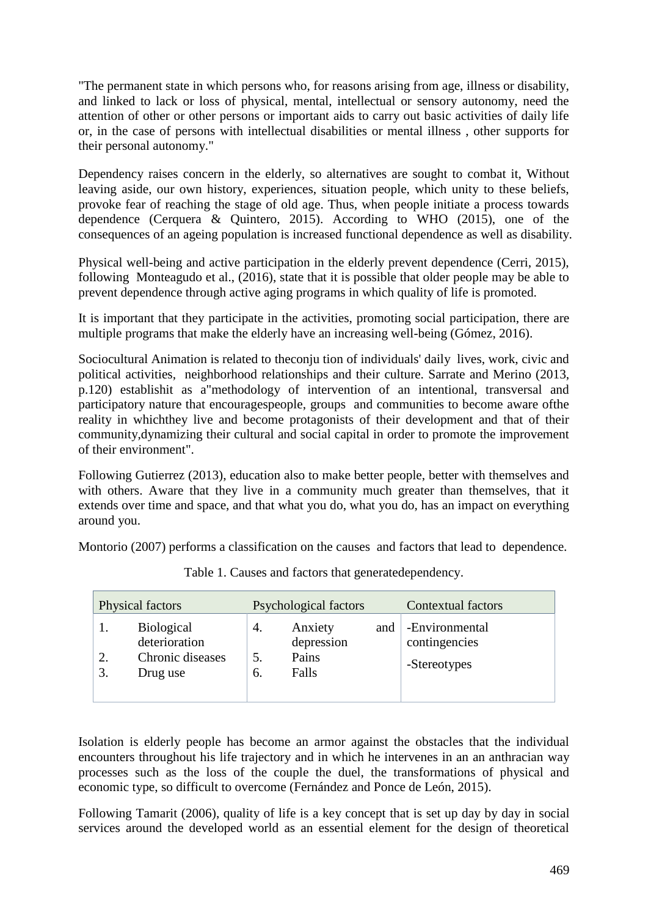"The permanent state in which persons who, for reasons arising from age, illness or disability, and linked to lack or loss of physical, mental, intellectual or sensory autonomy, need the attention of other or other persons or important aids to carry out basic activities of daily life or, in the case of persons with intellectual disabilities or mental illness , other supports for their personal autonomy."

Dependency raises concern in the elderly, so alternatives are sought to combat it, Without leaving aside, our own history, experiences, situation people, which unity to these beliefs, provoke fear of reaching the stage of old age. Thus, when people initiate a process towards dependence (Cerquera & Quintero, 2015). According to WHO (2015), one of the consequences of an ageing population is increased functional dependence as well as disability.

Physical well-being and active participation in the elderly prevent dependence (Cerri, 2015), following Monteagudo et al., (2016), state that it is possible that older people may be able to prevent dependence through active aging programs in which quality of life is promoted.

It is important that they participate in the activities, promoting social participation, there are multiple programs that make the elderly have an increasing well-being (Gómez, 2016).

Sociocultural Animation is related to theconju tion of individuals' daily lives, work, civic and political activities, neighborhood relationships and their culture. Sarrate and Merino (2013, p.120) establishit as a"methodology of intervention of an intentional, transversal and participatory nature that encouragespeople, groups and communities to become aware ofthe reality in whichthey live and become protagonists of their development and that of their community,dynamizing their cultural and social capital in order to promote the improvement of their environment".

Following Gutierrez (2013), education also to make better people, better with themselves and with others. Aware that they live in a community much greater than themselves, that it extends over time and space, and that what you do, what you do, has an impact on everything around you.

Montorio (2007) performs a classification on the causes and factors that lead to dependence.

Table 1. Causes and factors that generatedependency.

| Physical factors | Psychological factors | Contextual factors |
|---|---|---|
| 1. Biological deterioration<br>2. Chronic diseases<br>3. Drug use | 4. Anxiety and depression<br>5. Pains<br>6. Falls | -Environmental contingencies<br>-Stereotypes |

Isolation is elderly people has become an armor against the obstacles that the individual encounters throughout his life trajectory and in which he intervenes in an an anthracian way processes such as the loss of the couple the duel, the transformations of physical and economic type, so difficult to overcome (Fernández and Ponce de León, 2015).

Following Tamarit (2006), quality of life is a key concept that is set up day by day in social services around the developed world as an essential element for the design of theoretical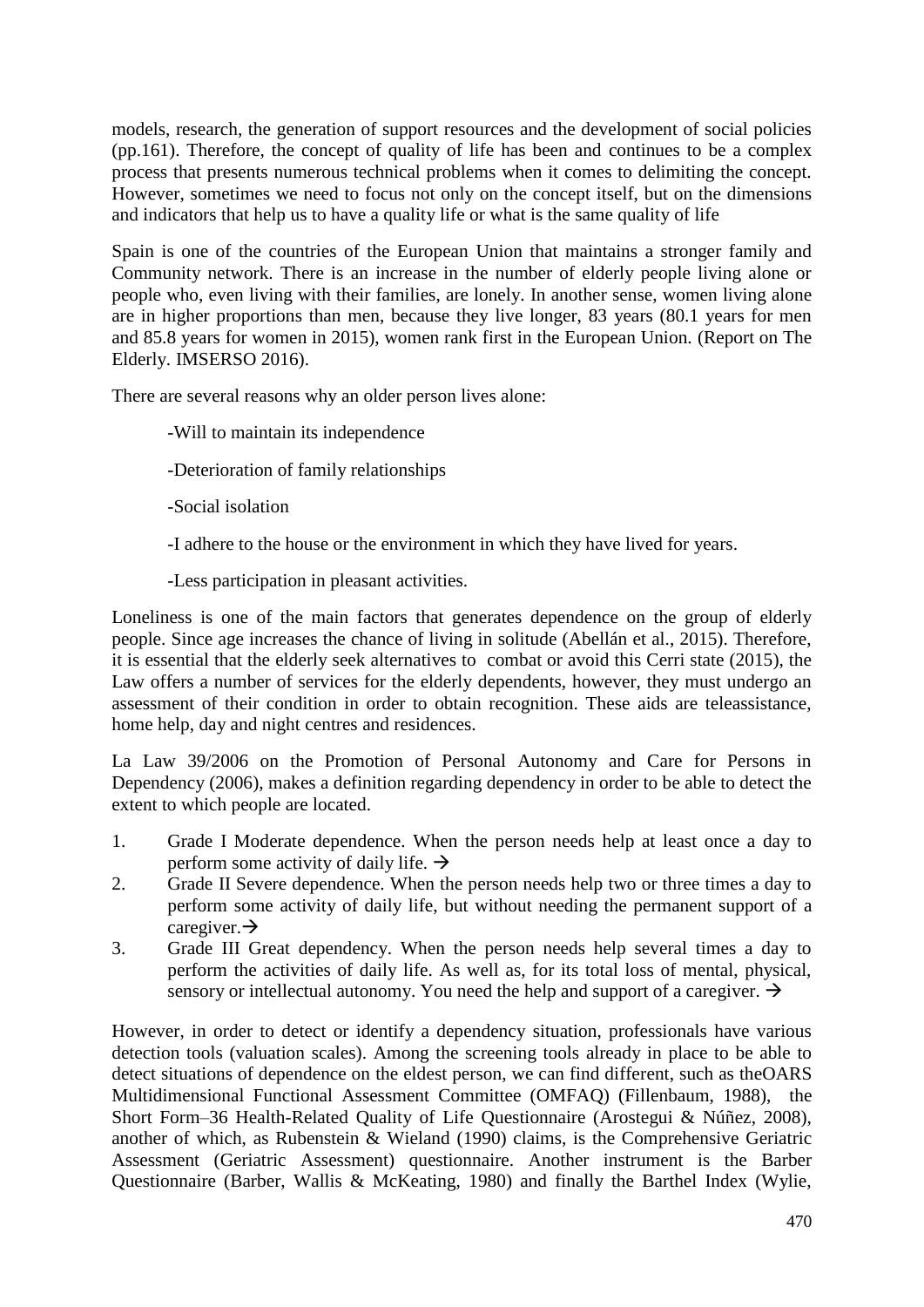models, research, the generation of support resources and the development of social policies (pp.161). Therefore, the concept of quality of life has been and continues to be a complex process that presents numerous technical problems when it comes to delimiting the concept. However, sometimes we need to focus not only on the concept itself, but on the dimensions and indicators that help us to have a quality life or what is the same quality of life

Spain is one of the countries of the European Union that maintains a stronger family and Community network. There is an increase in the number of elderly people living alone or people who, even living with their families, are lonely. In another sense, women living alone are in higher proportions than men, because they live longer, 83 years (80.1 years for men and 85.8 years for women in 2015), women rank first in the European Union. (Report on The Elderly. IMSERSO 2016).

There are several reasons why an older person lives alone:

-Will to maintain its independence

-Deterioration of family relationships

-Social isolation

-I adhere to the house or the environment in which they have lived for years.

-Less participation in pleasant activities.

Loneliness is one of the main factors that generates dependence on the group of elderly people. Since age increases the chance of living in solitude (Abellán et al., 2015). Therefore, it is essential that the elderly seek alternatives to combat or avoid this Cerri state (2015), the Law offers a number of services for the elderly dependents, however, they must undergo an assessment of their condition in order to obtain recognition. These aids are teleassistance, home help, day and night centres and residences.

La Law 39/2006 on the Promotion of Personal Autonomy and Care for Persons in Dependency (2006), makes a definition regarding dependency in order to be able to detect the extent to which people are located.

1. Grade I Moderate dependence. When the person needs help at least once a day to perform some activity of daily life. →
2. Grade II Severe dependence. When the person needs help two or three times a day to perform some activity of daily life, but without needing the permanent support of a caregiver.→
3. Grade III Great dependency. When the person needs help several times a day to perform the activities of daily life. As well as, for its total loss of mental, physical, sensory or intellectual autonomy. You need the help and support of a caregiver. →

However, in order to detect or identify a dependency situation, professionals have various detection tools (valuation scales). Among the screening tools already in place to be able to detect situations of dependence on the eldest person, we can find different, such as theOARS Multidimensional Functional Assessment Committee (OMFAQ) (Fillenbaum, 1988), the Short Form–36 Health-Related Quality of Life Questionnaire (Arostegui & Núñez, 2008), another of which, as Rubenstein & Wieland (1990) claims, is the Comprehensive Geriatric Assessment (Geriatric Assessment) questionnaire. Another instrument is the Barber Questionnaire (Barber, Wallis & McKeating, 1980) and finally the Barthel Index (Wylie,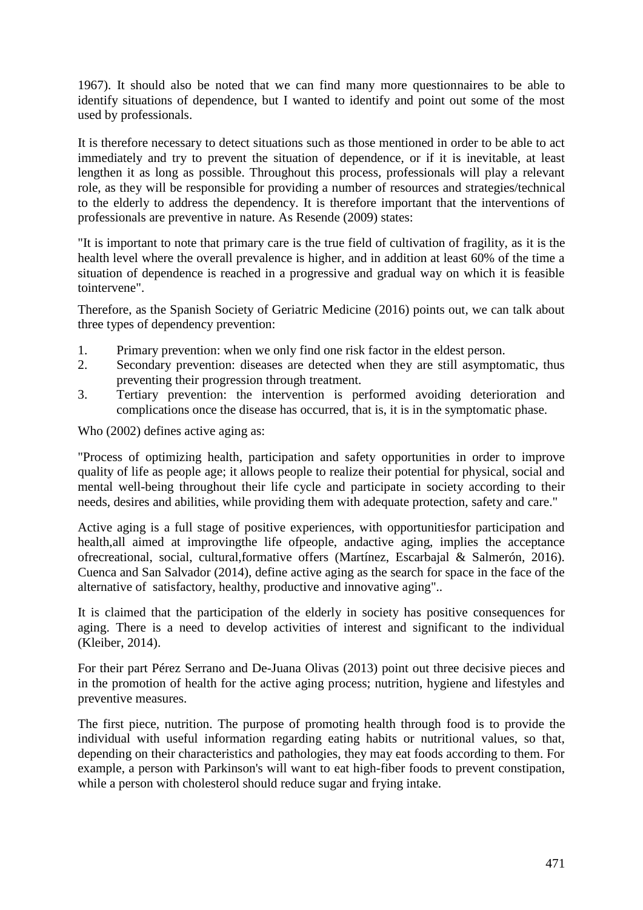1967). It should also be noted that we can find many more questionnaires to be able to identify situations of dependence, but I wanted to identify and point out some of the most used by professionals.

It is therefore necessary to detect situations such as those mentioned in order to be able to act immediately and try to prevent the situation of dependence, or if it is inevitable, at least lengthen it as long as possible. Throughout this process, professionals will play a relevant role, as they will be responsible for providing a number of resources and strategies/technical to the elderly to address the dependency. It is therefore important that the interventions of professionals are preventive in nature. As Resende (2009) states:

"It is important to note that primary care is the true field of cultivation of fragility, as it is the health level where the overall prevalence is higher, and in addition at least 60% of the time a situation of dependence is reached in a progressive and gradual way on which it is feasible tointervene".

Therefore, as the Spanish Society of Geriatric Medicine (2016) points out, we can talk about three types of dependency prevention:

1. Primary prevention: when we only find one risk factor in the eldest person.
2. Secondary prevention: diseases are detected when they are still asymptomatic, thus preventing their progression through treatment.
3. Tertiary prevention: the intervention is performed avoiding deterioration and complications once the disease has occurred, that is, it is in the symptomatic phase.

Who (2002) defines active aging as:

"Process of optimizing health, participation and safety opportunities in order to improve quality of life as people age; it allows people to realize their potential for physical, social and mental well-being throughout their life cycle and participate in society according to their needs, desires and abilities, while providing them with adequate protection, safety and care."

Active aging is a full stage of positive experiences, with opportunitiesfor participation and health,all aimed at improvingthe life ofpeople, andactive aging, implies the acceptance ofrecreational, social, cultural,formative offers (Martínez, Escarbajal & Salmerón, 2016). Cuenca and San Salvador (2014), define active aging as the search for space in the face of the alternative of satisfactory, healthy, productive and innovative aging"..

It is claimed that the participation of the elderly in society has positive consequences for aging. There is a need to develop activities of interest and significant to the individual (Kleiber, 2014).

For their part Pérez Serrano and De-Juana Olivas (2013) point out three decisive pieces and in the promotion of health for the active aging process; nutrition, hygiene and lifestyles and preventive measures.

The first piece, nutrition. The purpose of promoting health through food is to provide the individual with useful information regarding eating habits or nutritional values, so that, depending on their characteristics and pathologies, they may eat foods according to them. For example, a person with Parkinson's will want to eat high-fiber foods to prevent constipation, while a person with cholesterol should reduce sugar and frying intake.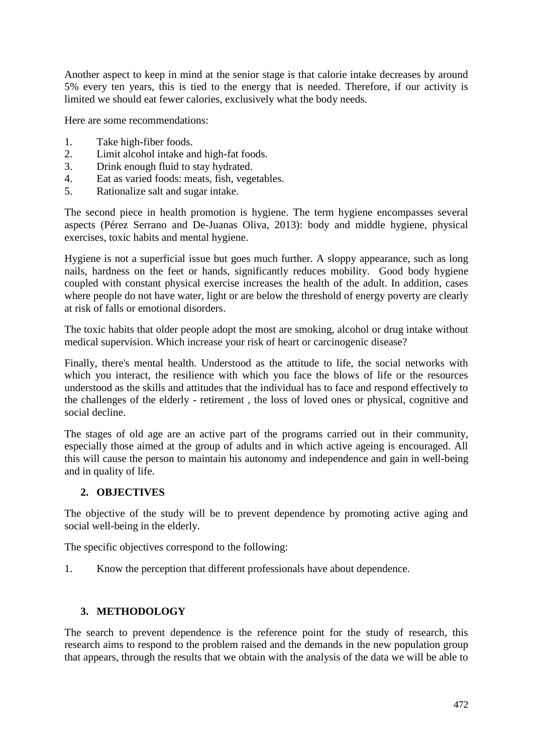Another aspect to keep in mind at the senior stage is that calorie intake decreases by around 5% every ten years, this is tied to the energy that is needed. Therefore, if our activity is limited we should eat fewer calories, exclusively what the body needs.

Here are some recommendations:

1. Take high-fiber foods.
2. Limit alcohol intake and high-fat foods.
3. Drink enough fluid to stay hydrated.
4. Eat as varied foods: meats, fish, vegetables.
5. Rationalize salt and sugar intake.

The second piece in health promotion is hygiene. The term hygiene encompasses several aspects (Pérez Serrano and De-Juanas Oliva, 2013): body and middle hygiene, physical exercises, toxic habits and mental hygiene.

Hygiene is not a superficial issue but goes much further. A sloppy appearance, such as long nails, hardness on the feet or hands, significantly reduces mobility. Good body hygiene coupled with constant physical exercise increases the health of the adult. In addition, cases where people do not have water, light or are below the threshold of energy poverty are clearly at risk of falls or emotional disorders.

The toxic habits that older people adopt the most are smoking, alcohol or drug intake without medical supervision. Which increase your risk of heart or carcinogenic disease?

Finally, there's mental health. Understood as the attitude to life, the social networks with which you interact, the resilience with which you face the blows of life or the resources understood as the skills and attitudes that the individual has to face and respond effectively to the challenges of the elderly - retirement , the loss of loved ones or physical, cognitive and social decline.

The stages of old age are an active part of the programs carried out in their community, especially those aimed at the group of adults and in which active ageing is encouraged. All this will cause the person to maintain his autonomy and independence and gain in well-being and in quality of life.

## 2. OBJECTIVES

The objective of the study will be to prevent dependence by promoting active aging and social well-being in the elderly.

The specific objectives correspond to the following:

1. Know the perception that different professionals have about dependence.

## 3. METHODOLOGY

The search to prevent dependence is the reference point for the study of research, this research aims to respond to the problem raised and the demands in the new population group that appears, through the results that we obtain with the analysis of the data we will be able to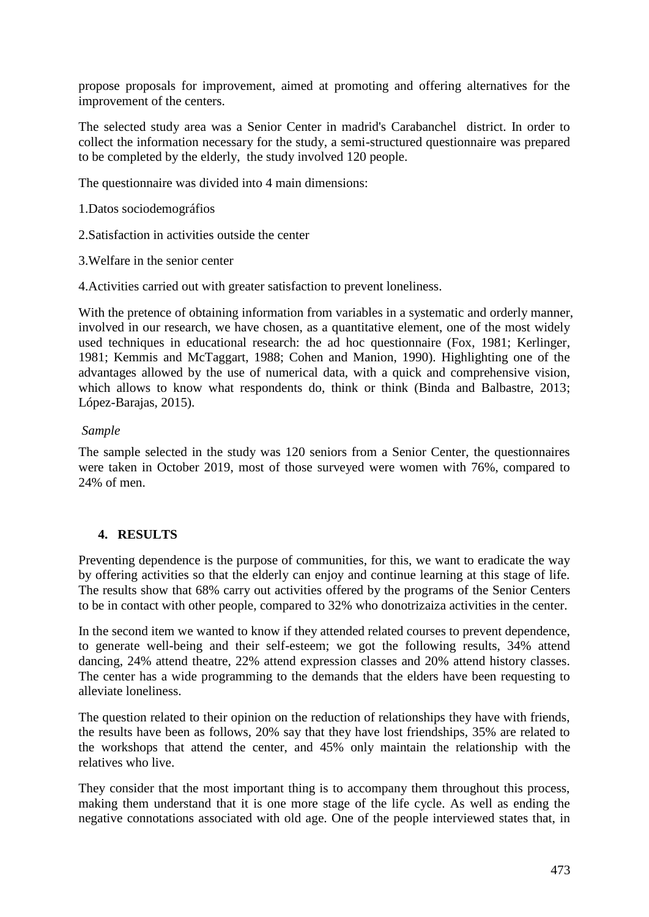propose proposals for improvement, aimed at promoting and offering alternatives for the improvement of the centers.

The selected study area was a Senior Center in madrid's Carabanchel district. In order to collect the information necessary for the study, a semi-structured questionnaire was prepared to be completed by the elderly, the study involved 120 people.

The questionnaire was divided into 4 main dimensions:

1.Datos sociodemográfios

2.Satisfaction in activities outside the center

3.Welfare in the senior center

4.Activities carried out with greater satisfaction to prevent loneliness.

With the pretence of obtaining information from variables in a systematic and orderly manner, involved in our research, we have chosen, as a quantitative element, one of the most widely used techniques in educational research: the ad hoc questionnaire (Fox, 1981; Kerlinger, 1981; Kemmis and McTaggart, 1988; Cohen and Manion, 1990). Highlighting one of the advantages allowed by the use of numerical data, with a quick and comprehensive vision, which allows to know what respondents do, think or think (Binda and Balbastre, 2013; López-Barajas, 2015).

*Sample*

The sample selected in the study was 120 seniors from a Senior Center, the questionnaires were taken in October 2019, most of those surveyed were women with 76%, compared to 24% of men.

## 4. RESULTS

Preventing dependence is the purpose of communities, for this, we want to eradicate the way by offering activities so that the elderly can enjoy and continue learning at this stage of life. The results show that 68% carry out activities offered by the programs of the Senior Centers to be in contact with other people, compared to 32% who donotrizaiza activities in the center.

In the second item we wanted to know if they attended related courses to prevent dependence, to generate well-being and their self-esteem; we got the following results, 34% attend dancing, 24% attend theatre, 22% attend expression classes and 20% attend history classes. The center has a wide programming to the demands that the elders have been requesting to alleviate loneliness.

The question related to their opinion on the reduction of relationships they have with friends, the results have been as follows, 20% say that they have lost friendships, 35% are related to the workshops that attend the center, and 45% only maintain the relationship with the relatives who live.

They consider that the most important thing is to accompany them throughout this process, making them understand that it is one more stage of the life cycle. As well as ending the negative connotations associated with old age. One of the people interviewed states that, in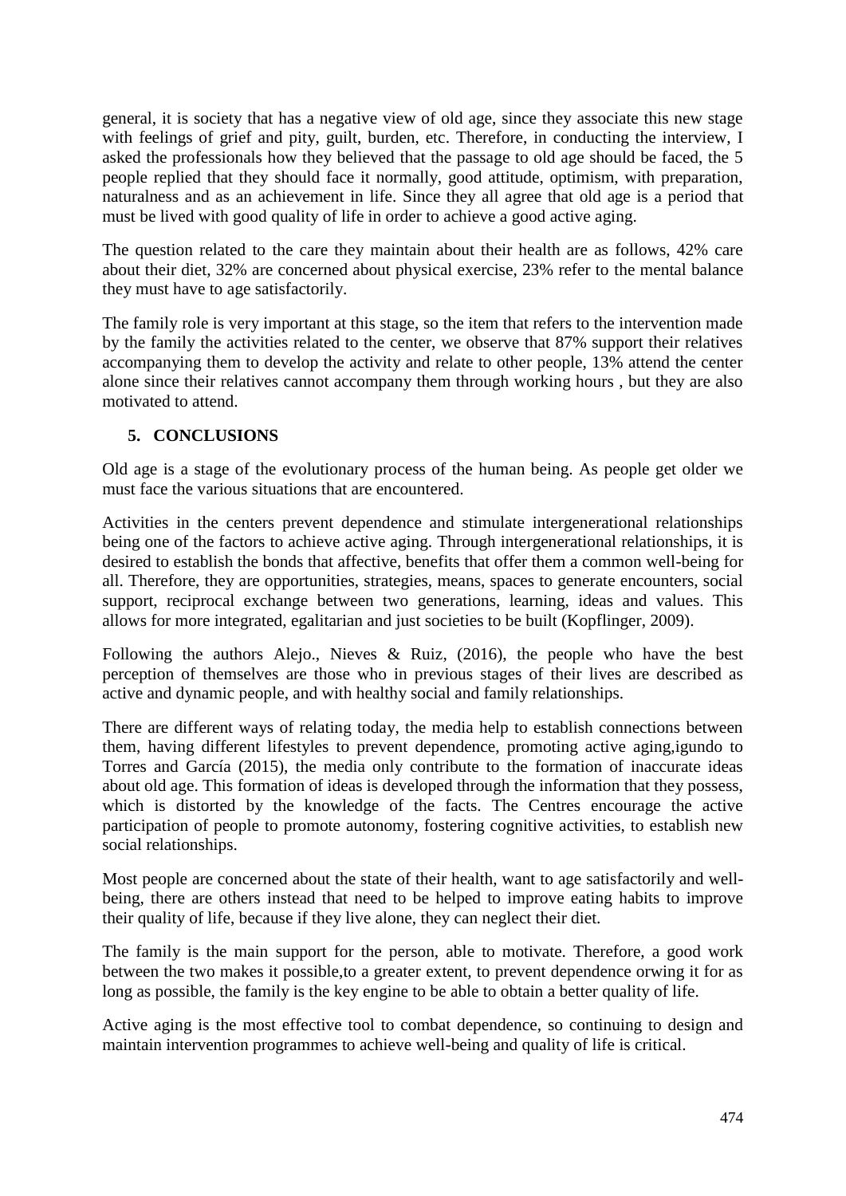general, it is society that has a negative view of old age, since they associate this new stage with feelings of grief and pity, guilt, burden, etc. Therefore, in conducting the interview, I asked the professionals how they believed that the passage to old age should be faced, the 5 people replied that they should face it normally, good attitude, optimism, with preparation, naturalness and as an achievement in life. Since they all agree that old age is a period that must be lived with good quality of life in order to achieve a good active aging.

The question related to the care they maintain about their health are as follows, 42% care about their diet, 32% are concerned about physical exercise, 23% refer to the mental balance they must have to age satisfactorily.

The family role is very important at this stage, so the item that refers to the intervention made by the family the activities related to the center, we observe that 87% support their relatives accompanying them to develop the activity and relate to other people, 13% attend the center alone since their relatives cannot accompany them through working hours , but they are also motivated to attend.

## 5. CONCLUSIONS

Old age is a stage of the evolutionary process of the human being. As people get older we must face the various situations that are encountered.

Activities in the centers prevent dependence and stimulate intergenerational relationships being one of the factors to achieve active aging. Through intergenerational relationships, it is desired to establish the bonds that affective, benefits that offer them a common well-being for all. Therefore, they are opportunities, strategies, means, spaces to generate encounters, social support, reciprocal exchange between two generations, learning, ideas and values. This allows for more integrated, egalitarian and just societies to be built (Kopflinger, 2009).

Following the authors Alejo., Nieves & Ruiz, (2016), the people who have the best perception of themselves are those who in previous stages of their lives are described as active and dynamic people, and with healthy social and family relationships.

There are different ways of relating today, the media help to establish connections between them, having different lifestyles to prevent dependence, promoting active aging,igundo to Torres and García (2015), the media only contribute to the formation of inaccurate ideas about old age. This formation of ideas is developed through the information that they possess, which is distorted by the knowledge of the facts. The Centres encourage the active participation of people to promote autonomy, fostering cognitive activities, to establish new social relationships.

Most people are concerned about the state of their health, want to age satisfactorily and well-being, there are others instead that need to be helped to improve eating habits to improve their quality of life, because if they live alone, they can neglect their diet.

The family is the main support for the person, able to motivate. Therefore, a good work between the two makes it possible,to a greater extent, to prevent dependence orwing it for as long as possible, the family is the key engine to be able to obtain a better quality of life.

Active aging is the most effective tool to combat dependence, so continuing to design and maintain intervention programmes to achieve well-being and quality of life is critical.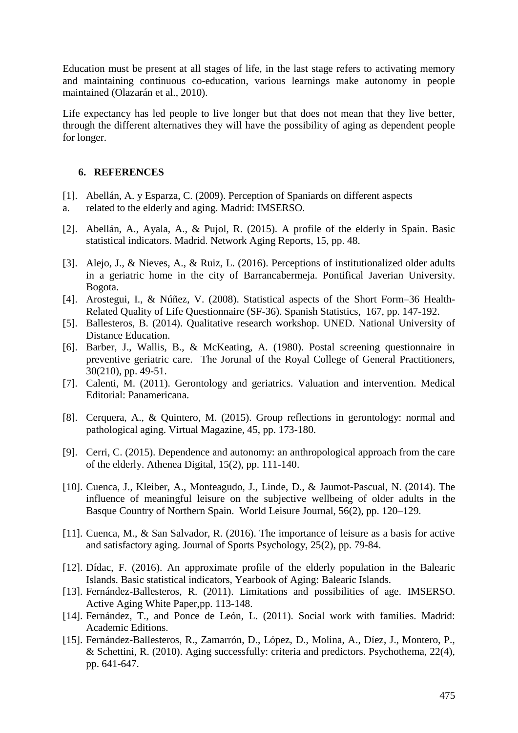Education must be present at all stages of life, in the last stage refers to activating memory and maintaining continuous co-education, various learnings make autonomy in people maintained (Olazarán et al., 2010).

Life expectancy has led people to live longer but that does not mean that they live better, through the different alternatives they will have the possibility of aging as dependent people for longer.

## 6. REFERENCES

[1]. Abellán, A. y Esparza, C. (2009). Perception of Spaniards on different aspects
a. related to the elderly and aging. Madrid: IMSERSO.

[2]. Abellán, A., Ayala, A., & Pujol, R. (2015). A profile of the elderly in Spain. Basic statistical indicators. Madrid. Network Aging Reports, 15, pp. 48.

[3]. Alejo, J., & Nieves, A., & Ruiz, L. (2016). Perceptions of institutionalized older adults in a geriatric home in the city of Barrancabermeja. Pontifical Javerian University. Bogota.

[4]. Arostegui, I., & Núñez, V. (2008). Statistical aspects of the Short Form–36 Health-Related Quality of Life Questionnaire (SF-36). Spanish Statistics, 167, pp. 147-192.

[5]. Ballesteros, B. (2014). Qualitative research workshop. UNED. National University of Distance Education.

[6]. Barber, J., Wallis, B., & McKeating, A. (1980). Postal screening questionnaire in preventive geriatric care. The Jorunal of the Royal College of General Practitioners, 30(210), pp. 49-51.

[7]. Calenti, M. (2011). Gerontology and geriatrics. Valuation and intervention. Medical Editorial: Panamericana.

[8]. Cerquera, A., & Quintero, M. (2015). Group reflections in gerontology: normal and pathological aging. Virtual Magazine, 45, pp. 173-180.

[9]. Cerri, C. (2015). Dependence and autonomy: an anthropological approach from the care of the elderly. Athenea Digital, 15(2), pp. 111-140.

[10]. Cuenca, J., Kleiber, A., Monteagudo, J., Linde, D., & Jaumot-Pascual, N. (2014). The influence of meaningful leisure on the subjective wellbeing of older adults in the Basque Country of Northern Spain. World Leisure Journal, 56(2), pp. 120–129.

[11]. Cuenca, M., & San Salvador, R. (2016). The importance of leisure as a basis for active and satisfactory aging. Journal of Sports Psychology, 25(2), pp. 79-84.

[12]. Dídac, F. (2016). An approximate profile of the elderly population in the Balearic Islands. Basic statistical indicators, Yearbook of Aging: Balearic Islands.

[13]. Fernández-Ballesteros, R. (2011). Limitations and possibilities of age. IMSERSO. Active Aging White Paper,pp. 113-148.

[14]. Fernández, T., and Ponce de León, L. (2011). Social work with families. Madrid: Academic Editions.

[15]. Fernández-Ballesteros, R., Zamarrón, D., López, D., Molina, A., Díez, J., Montero, P., & Schettini, R. (2010). Aging successfully: criteria and predictors. Psychothema, 22(4), pp. 641-647.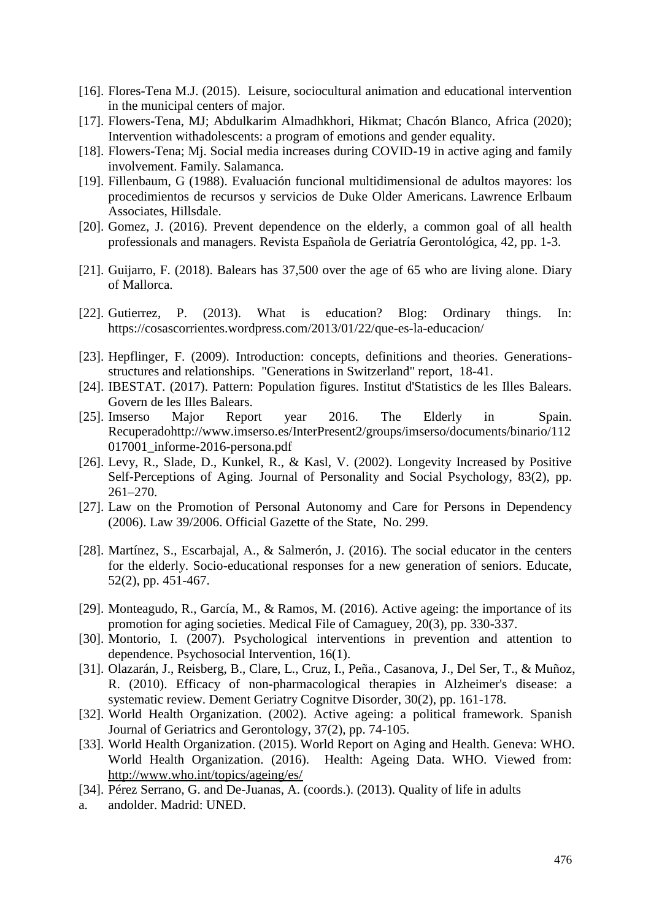[16]. Flores-Tena M.J. (2015). Leisure, sociocultural animation and educational intervention in the municipal centers of major.

[17]. Flowers-Tena, MJ; Abdulkarim Almadhkhori, Hikmat; Chacón Blanco, Africa (2020); Intervention withadolescents: a program of emotions and gender equality.

[18]. Flowers-Tena; Mj. Social media increases during COVID-19 in active aging and family involvement. Family. Salamanca.

[19]. Fillenbaum, G (1988). Evaluación funcional multidimensional de adultos mayores: los procedimientos de recursos y servicios de Duke Older Americans. Lawrence Erlbaum Associates, Hillsdale.

[20]. Gomez, J. (2016). Prevent dependence on the elderly, a common goal of all health professionals and managers. Revista Española de Geriatría Gerontológica, 42, pp. 1-3.

[21]. Guijarro, F. (2018). Balears has 37,500 over the age of 65 who are living alone. Diary of Mallorca.

[22]. Gutierrez, P. (2013). What is education? Blog: Ordinary things. In: https://cosascorrientes.wordpress.com/2013/01/22/que-es-la-educacion/

[23]. Hepflinger, F. (2009). Introduction: concepts, definitions and theories. Generations-structures and relationships. "Generations in Switzerland" report, 18-41.

[24]. IBESTAT. (2017). Pattern: Population figures. Institut d'Statistics de les Illes Balears. Govern de les Illes Balears.

[25]. Imserso Major Report year 2016. The Elderly in Spain. Recuperadohttp://www.imserso.es/InterPresent2/groups/imserso/documents/binario/112017001_informe-2016-persona.pdf

[26]. Levy, R., Slade, D., Kunkel, R., & Kasl, V. (2002). Longevity Increased by Positive Self-Perceptions of Aging. Journal of Personality and Social Psychology, 83(2), pp. 261–270.

[27]. Law on the Promotion of Personal Autonomy and Care for Persons in Dependency (2006). Law 39/2006. Official Gazette of the State, No. 299.

[28]. Martínez, S., Escarbajal, A., & Salmerón, J. (2016). The social educator in the centers for the elderly. Socio-educational responses for a new generation of seniors. Educate, 52(2), pp. 451-467.

[29]. Monteagudo, R., García, M., & Ramos, M. (2016). Active ageing: the importance of its promotion for aging societies. Medical File of Camaguey, 20(3), pp. 330-337.

[30]. Montorio, I. (2007). Psychological interventions in prevention and attention to dependence. Psychosocial Intervention, 16(1).

[31]. Olazarán, J., Reisberg, B., Clare, L., Cruz, I., Peña., Casanova, J., Del Ser, T., & Muñoz, R. (2010). Efficacy of non-pharmacological therapies in Alzheimer's disease: a systematic review. Dement Geriatry Cognitve Disorder, 30(2), pp. 161-178.

[32]. World Health Organization. (2002). Active ageing: a political framework. Spanish Journal of Geriatrics and Gerontology, 37(2), pp. 74-105.

[33]. World Health Organization. (2015). World Report on Aging and Health. Geneva: WHO. World Health Organization. (2016). Health: Ageing Data. WHO. Viewed from: http://www.who.int/topics/ageing/es/

[34]. Pérez Serrano, G. and De-Juanas, A. (coords.). (2013). Quality of life in adults

a. andolder. Madrid: UNED.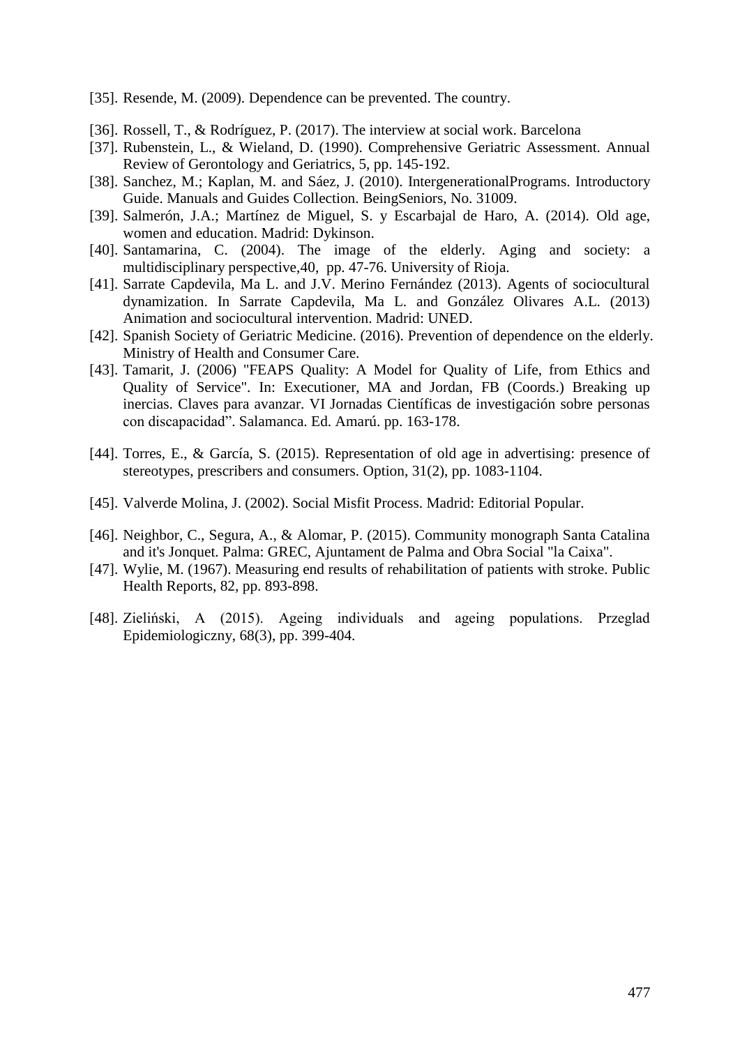[35]. Resende, M. (2009). Dependence can be prevented. The country.

[36]. Rossell, T., & Rodríguez, P. (2017). The interview at social work. Barcelona

[37]. Rubenstein, L., & Wieland, D. (1990). Comprehensive Geriatric Assessment. Annual Review of Gerontology and Geriatrics, 5, pp. 145-192.

[38]. Sanchez, M.; Kaplan, M. and Sáez, J. (2010). IntergenerationalPrograms. Introductory Guide. Manuals and Guides Collection. BeingSeniors, No. 31009.

[39]. Salmerón, J.A.; Martínez de Miguel, S. y Escarbajal de Haro, A. (2014). Old age, women and education. Madrid: Dykinson.

[40]. Santamarina, C. (2004). The image of the elderly. Aging and society: a multidisciplinary perspective,40, pp. 47-76. University of Rioja.

[41]. Sarrate Capdevila, Ma L. and J.V. Merino Fernández (2013). Agents of sociocultural dynamization. In Sarrate Capdevila, Ma L. and González Olivares A.L. (2013) Animation and sociocultural intervention. Madrid: UNED.

[42]. Spanish Society of Geriatric Medicine. (2016). Prevention of dependence on the elderly. Ministry of Health and Consumer Care.

[43]. Tamarit, J. (2006) "FEAPS Quality: A Model for Quality of Life, from Ethics and Quality of Service". In: Executioner, MA and Jordan, FB (Coords.) Breaking up inercias. Claves para avanzar. VI Jornadas Científicas de investigación sobre personas con discapacidad". Salamanca. Ed. Amarú. pp. 163-178.

[44]. Torres, E., & García, S. (2015). Representation of old age in advertising: presence of stereotypes, prescribers and consumers. Option, 31(2), pp. 1083-1104.

[45]. Valverde Molina, J. (2002). Social Misfit Process. Madrid: Editorial Popular.

[46]. Neighbor, C., Segura, A., & Alomar, P. (2015). Community monograph Santa Catalina and it's Jonquet. Palma: GREC, Ajuntament de Palma and Obra Social "la Caixa".

[47]. Wylie, M. (1967). Measuring end results of rehabilitation of patients with stroke. Public Health Reports, 82, pp. 893-898.

[48]. Zieliński, A (2015). Ageing individuals and ageing populations. Przeglad Epidemiologiczny, 68(3), pp. 399-404.